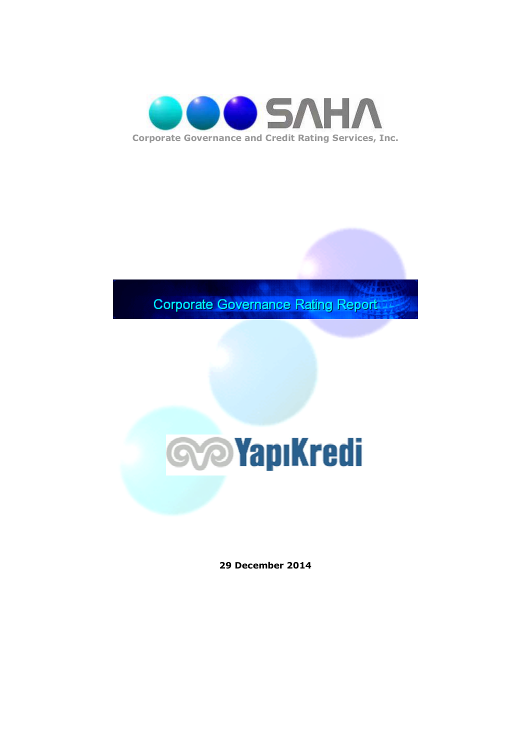SAHA

Corporate Governance and Credit Rating Services, Inc.

# Corporate Governance Rating Report

YapıKredi

**29 December 2014**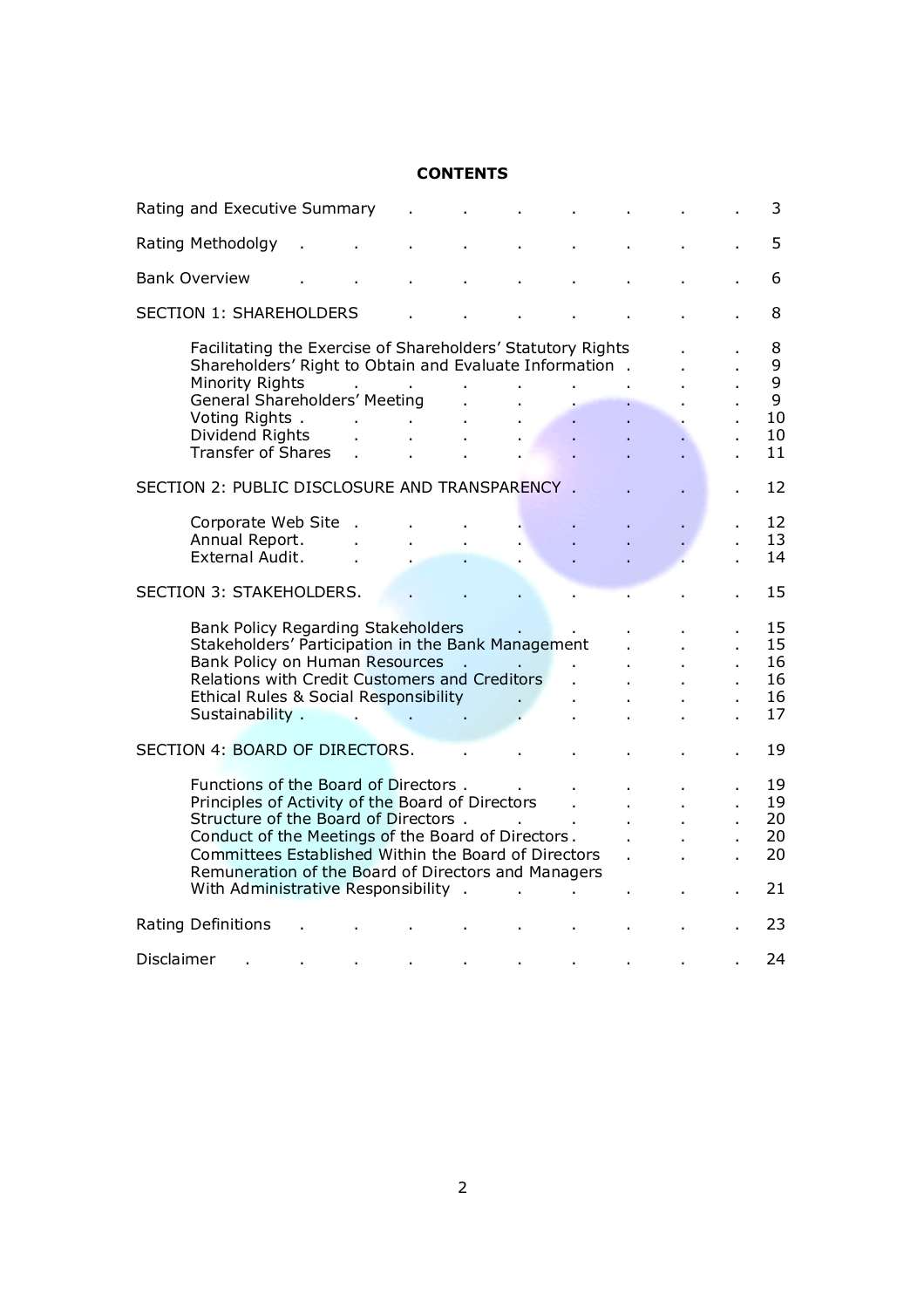# CONTENTS

| | |
|---|---|
| Rating and Executive Summary | 3 |
| Rating Methodolgy | 5 |
| Bank Overview | 6 |
| SECTION 1: SHAREHOLDERS | 8 |
| Facilitating the Exercise of Shareholders' Statutory Rights | 8 |
| Shareholders' Right to Obtain and Evaluate Information | 9 |
| Minority Rights | 9 |
| General Shareholders' Meeting | 9 |
| Voting Rights | 10 |
| Dividend Rights | 10 |
| Transfer of Shares | 11 |
| SECTION 2: PUBLIC DISCLOSURE AND TRANSPARENCY | 12 |
| Corporate Web Site | 12 |
| Annual Report | 13 |
| External Audit | 14 |
| SECTION 3: STAKEHOLDERS | 15 |
| Bank Policy Regarding Stakeholders | 15 |
| Stakeholders' Participation in the Bank Management | 15 |
| Bank Policy on Human Resources | 16 |
| Relations with Credit Customers and Creditors | 16 |
| Ethical Rules & Social Responsibility | 16 |
| Sustainability | 17 |
| SECTION 4: BOARD OF DIRECTORS | 19 |
| Functions of the Board of Directors | 19 |
| Principles of Activity of the Board of Directors | 19 |
| Structure of the Board of Directors | 20 |
| Conduct of the Meetings of the Board of Directors | 20 |
| Committees Established Within the Board of Directors | 20 |
| Remuneration of the Board of Directors and Managers With Administrative Responsibility | 21 |
| Rating Definitions | 23 |
| Disclaimer | 24 |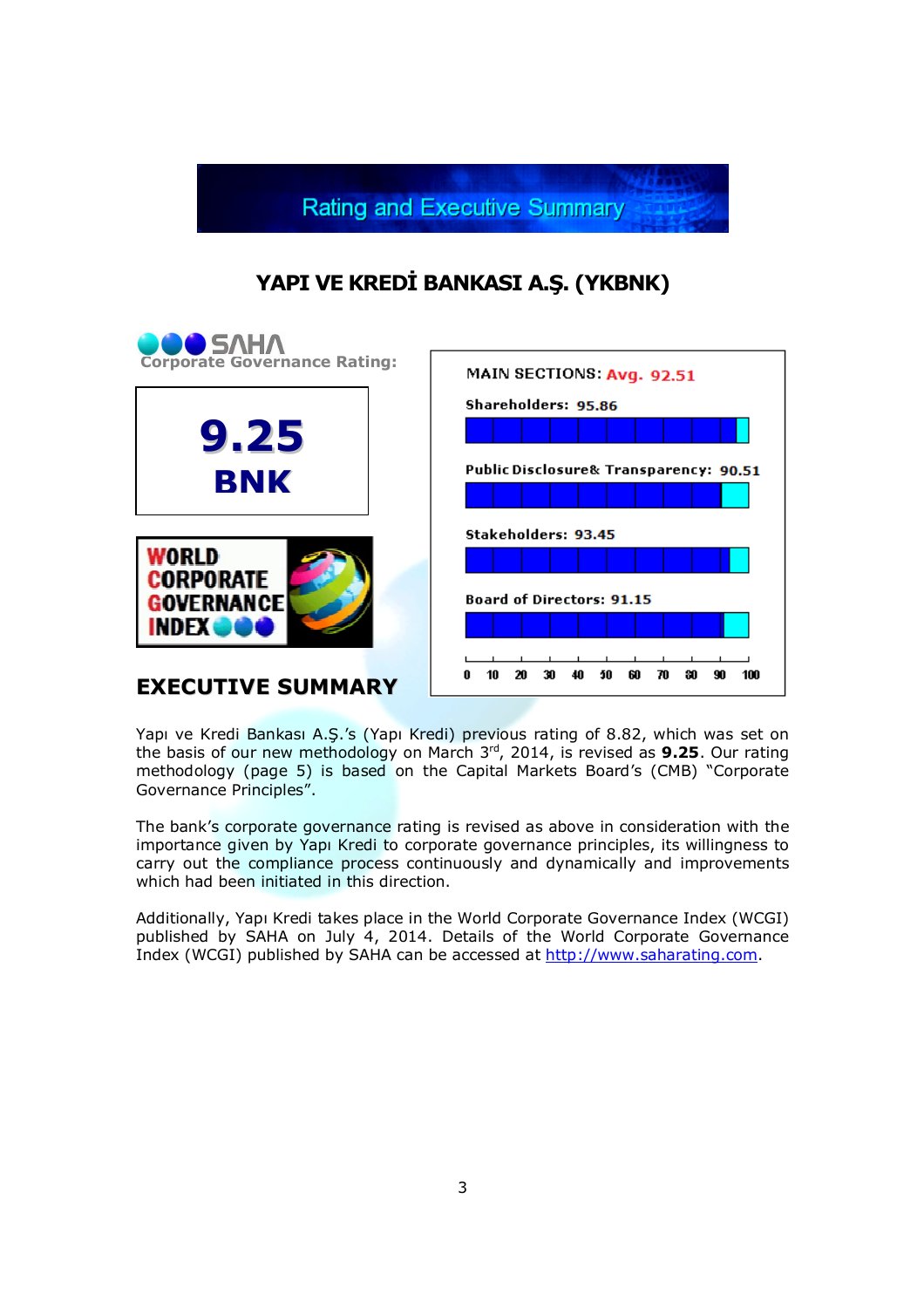# Rating and Executive Summary

## YAPI VE KREDİ BANKASI A.Ş. (YKBNK)

SAHA Corporate Governance Rating:

**9.25**
**BNK**

WORLD CORPORATE GOVERNANCE INDEX

MAIN SECTIONS: Avg. 92.51

| Section | Score |
|---|---|
| Shareholders | 95.86 |
| Public Disclosure& Transparency | 90.51 |
| Stakeholders | 93.45 |
| Board of Directors | 91.15 |

## EXECUTIVE SUMMARY

Yapı ve Kredi Bankası A.Ş.'s (Yapı Kredi) previous rating of 8.82, which was set on the basis of our new methodology on March 3rd, 2014, is revised as **9.25**. Our rating methodology (page 5) is based on the Capital Markets Board's (CMB) "Corporate Governance Principles".

The bank's corporate governance rating is revised as above in consideration with the importance given by Yapı Kredi to corporate governance principles, its willingness to carry out the compliance process continuously and dynamically and improvements which had been initiated in this direction.

Additionally, Yapı Kredi takes place in the World Corporate Governance Index (WCGI) published by SAHA on July 4, 2014. Details of the World Corporate Governance Index (WCGI) published by SAHA can be accessed at http://www.saharating.com.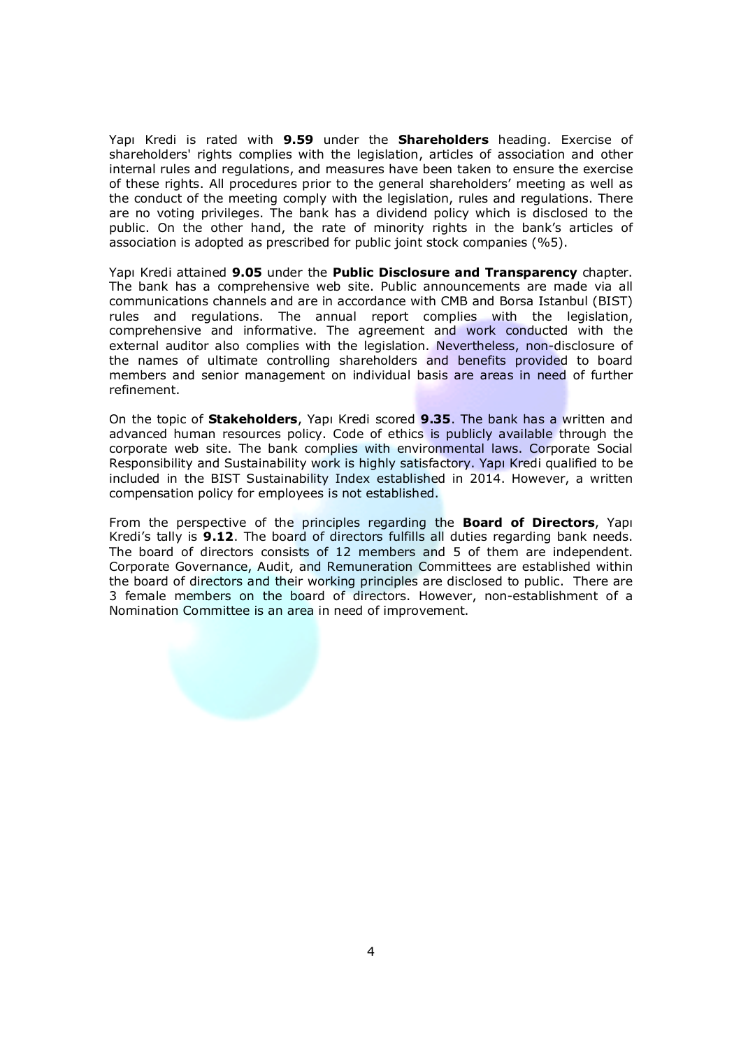Yapı Kredi is rated with **9.59** under the **Shareholders** heading. Exercise of shareholders' rights complies with the legislation, articles of association and other internal rules and regulations, and measures have been taken to ensure the exercise of these rights. All procedures prior to the general shareholders' meeting as well as the conduct of the meeting comply with the legislation, rules and regulations. There are no voting privileges. The bank has a dividend policy which is disclosed to the public. On the other hand, the rate of minority rights in the bank's articles of association is adopted as prescribed for public joint stock companies (%5).

Yapı Kredi attained **9.05** under the **Public Disclosure and Transparency** chapter. The bank has a comprehensive web site. Public announcements are made via all communications channels and are in accordance with CMB and Borsa Istanbul (BIST) rules and regulations. The annual report complies with the legislation, comprehensive and informative. The agreement and work conducted with the external auditor also complies with the legislation. Nevertheless, non-disclosure of the names of ultimate controlling shareholders and benefits provided to board members and senior management on individual basis are areas in need of further refinement.

On the topic of **Stakeholders**, Yapı Kredi scored **9.35**. The bank has a written and advanced human resources policy. Code of ethics is publicly available through the corporate web site. The bank complies with environmental laws. Corporate Social Responsibility and Sustainability work is highly satisfactory. Yapı Kredi qualified to be included in the BIST Sustainability Index established in 2014. However, a written compensation policy for employees is not established.

From the perspective of the principles regarding the **Board of Directors**, Yapı Kredi's tally is **9.12**. The board of directors fulfills all duties regarding bank needs. The board of directors consists of 12 members and 5 of them are independent. Corporate Governance, Audit, and Remuneration Committees are established within the board of directors and their working principles are disclosed to public. There are 3 female members on the board of directors. However, non-establishment of a Nomination Committee is an area in need of improvement.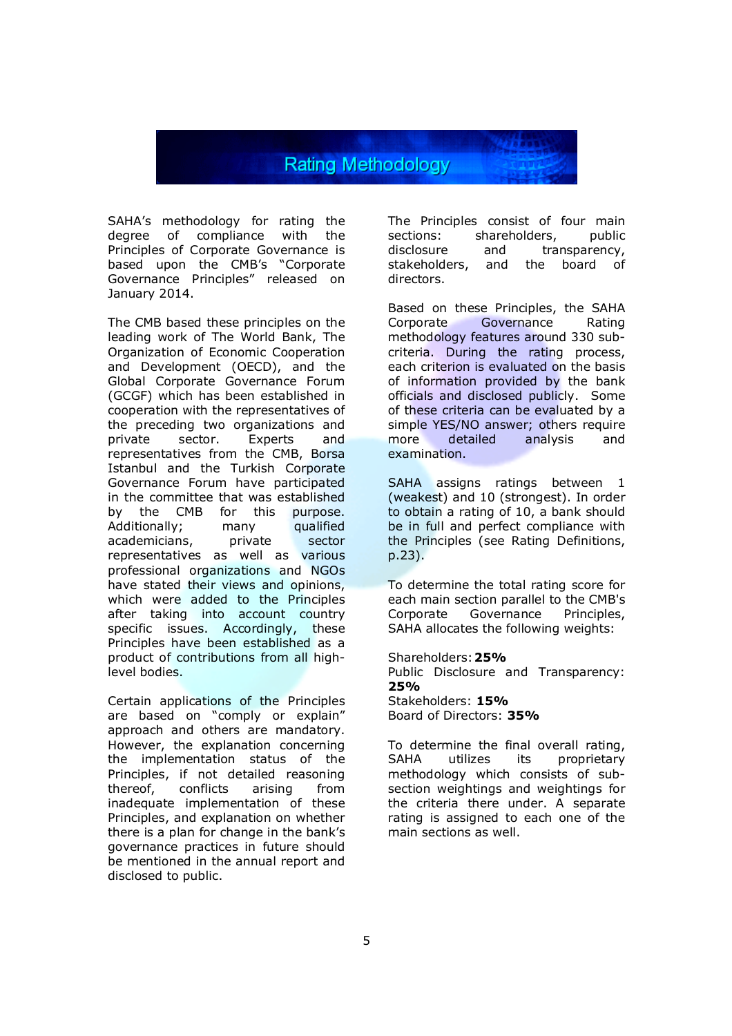# Rating Methodology

SAHA's methodology for rating the degree of compliance with the Principles of Corporate Governance is based upon the CMB's "Corporate Governance Principles" released on January 2014.

The CMB based these principles on the leading work of The World Bank, The Organization of Economic Cooperation and Development (OECD), and the Global Corporate Governance Forum (GCGF) which has been established in cooperation with the representatives of the preceding two organizations and private sector. Experts and representatives from the CMB, Borsa Istanbul and the Turkish Corporate Governance Forum have participated in the committee that was established by the CMB for this purpose. Additionally; many qualified academicians, private sector representatives as well as various professional organizations and NGOs have stated their views and opinions, which were added to the Principles after taking into account country specific issues. Accordingly, these Principles have been established as a product of contributions from all high-level bodies.

Certain applications of the Principles are based on "comply or explain" approach and others are mandatory. However, the explanation concerning the implementation status of the Principles, if not detailed reasoning thereof, conflicts arising from inadequate implementation of these Principles, and explanation on whether there is a plan for change in the bank's governance practices in future should be mentioned in the annual report and disclosed to public.

The Principles consist of four main sections: shareholders, public disclosure and transparency, stakeholders, and the board of directors.

Based on these Principles, the SAHA Corporate Governance Rating methodology features around 330 sub-criteria. During the rating process, each criterion is evaluated on the basis of information provided by the bank officials and disclosed publicly. Some of these criteria can be evaluated by a simple YES/NO answer; others require more detailed analysis and examination.

SAHA assigns ratings between 1 (weakest) and 10 (strongest). In order to obtain a rating of 10, a bank should be in full and perfect compliance with the Principles (see Rating Definitions, p.23).

To determine the total rating score for each main section parallel to the CMB's Corporate Governance Principles, SAHA allocates the following weights:

Shareholders: **25%**
Public Disclosure and Transparency: **25%**
Stakeholders: **15%**
Board of Directors: **35%**

To determine the final overall rating, SAHA utilizes its proprietary methodology which consists of sub-section weightings and weightings for the criteria there under. A separate rating is assigned to each one of the main sections as well.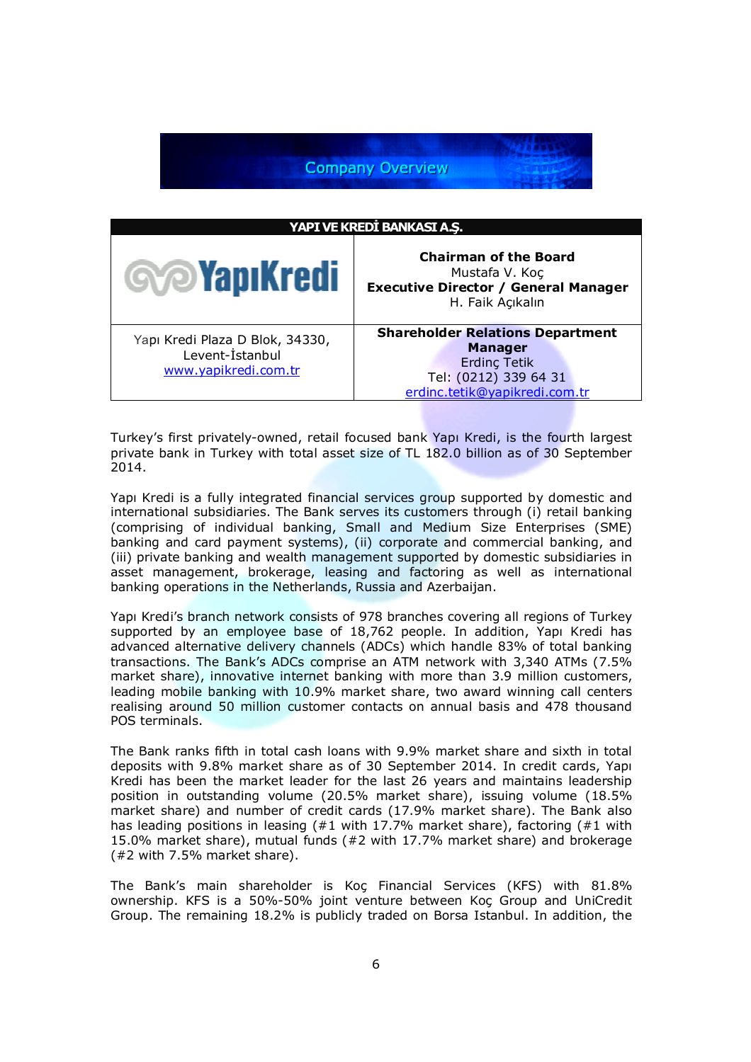## Company Overview

| YAPI VE KREDİ BANKASI A.Ş. | |
|---|---|
| YapıKredi | **Chairman of the Board**<br>Mustafa V. Koç<br>**Executive Director / General Manager**<br>H. Faik Açıkalın |
| Yapı Kredi Plaza D Blok, 34330, Levent-İstanbul<br>www.yapikredi.com.tr | **Shareholder Relations Department Manager**<br>Erdinç Tetik<br>Tel: (0212) 339 64 31<br>erdinc.tetik@yapikredi.com.tr |

Turkey's first privately-owned, retail focused bank Yapı Kredi, is the fourth largest private bank in Turkey with total asset size of TL 182.0 billion as of 30 September 2014.

Yapı Kredi is a fully integrated financial services group supported by domestic and international subsidiaries. The Bank serves its customers through (i) retail banking (comprising of individual banking, Small and Medium Size Enterprises (SME) banking and card payment systems), (ii) corporate and commercial banking, and (iii) private banking and wealth management supported by domestic subsidiaries in asset management, brokerage, leasing and factoring as well as international banking operations in the Netherlands, Russia and Azerbaijan.

Yapı Kredi's branch network consists of 978 branches covering all regions of Turkey supported by an employee base of 18,762 people. In addition, Yapı Kredi has advanced alternative delivery channels (ADCs) which handle 83% of total banking transactions. The Bank's ADCs comprise an ATM network with 3,340 ATMs (7.5% market share), innovative internet banking with more than 3.9 million customers, leading mobile banking with 10.9% market share, two award winning call centers realising around 50 million customer contacts on annual basis and 478 thousand POS terminals.

The Bank ranks fifth in total cash loans with 9.9% market share and sixth in total deposits with 9.8% market share as of 30 September 2014. In credit cards, Yapı Kredi has been the market leader for the last 26 years and maintains leadership position in outstanding volume (20.5% market share), issuing volume (18.5% market share) and number of credit cards (17.9% market share). The Bank also has leading positions in leasing (#1 with 17.7% market share), factoring (#1 with 15.0% market share), mutual funds (#2 with 17.7% market share) and brokerage (#2 with 7.5% market share).

The Bank's main shareholder is Koç Financial Services (KFS) with 81.8% ownership. KFS is a 50%-50% joint venture between Koç Group and UniCredit Group. The remaining 18.2% is publicly traded on Borsa Istanbul. In addition, the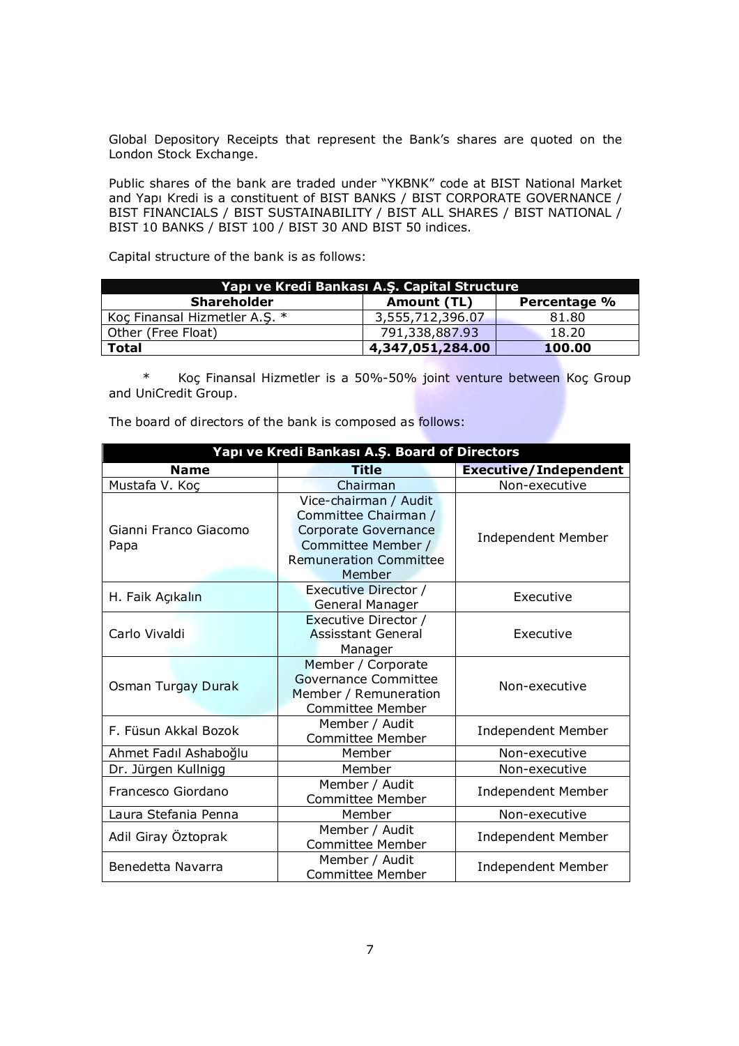Global Depository Receipts that represent the Bank's shares are quoted on the London Stock Exchange.

Public shares of the bank are traded under "YKBNK" code at BIST National Market and Yapı Kredi is a constituent of BIST BANKS / BIST CORPORATE GOVERNANCE / BIST FINANCIALS / BIST SUSTAINABILITY / BIST ALL SHARES / BIST NATIONAL / BIST 10 BANKS / BIST 100 / BIST 30 AND BIST 50 indices.

Capital structure of the bank is as follows:

| **Yapı ve Kredi Bankası A.Ş. Capital Structure** | | |
|---|---|---|
| **Shareholder** | **Amount (TL)** | **Percentage %** |
| Koç Finansal Hizmetler A.Ş. * | 3,555,712,396.07 | 81.80 |
| Other (Free Float) | 791,338,887.93 | 18.20 |
| **Total** | **4,347,051,284.00** | **100.00** |

\* Koç Finansal Hizmetler is a 50%-50% joint venture between Koç Group and UniCredit Group.

The board of directors of the bank is composed as follows:

| **Yapı ve Kredi Bankası A.Ş. Board of Directors** | | |
|---|---|---|
| **Name** | **Title** | **Executive/Independent** |
| Mustafa V. Koç | Chairman | Non-executive |
| Gianni Franco Giacomo Papa | Vice-chairman / Audit Committee Chairman / Corporate Governance Committee Member / Remuneration Committee Member | Independent Member |
| H. Faik Açıkalın | Executive Director / General Manager | Executive |
| Carlo Vivaldi | Executive Director / Assisstant General Manager | Executive |
| Osman Turgay Durak | Member / Corporate Governance Committee Member / Remuneration Committee Member | Non-executive |
| F. Füsun Akkal Bozok | Member / Audit Committee Member | Independent Member |
| Ahmet Fadıl Ashaboğlu | Member | Non-executive |
| Dr. Jürgen Kullnigg | Member | Non-executive |
| Francesco Giordano | Member / Audit Committee Member | Independent Member |
| Laura Stefania Penna | Member | Non-executive |
| Adil Giray Öztoprak | Member / Audit Committee Member | Independent Member |
| Benedetta Navarra | Member / Audit Committee Member | Independent Member |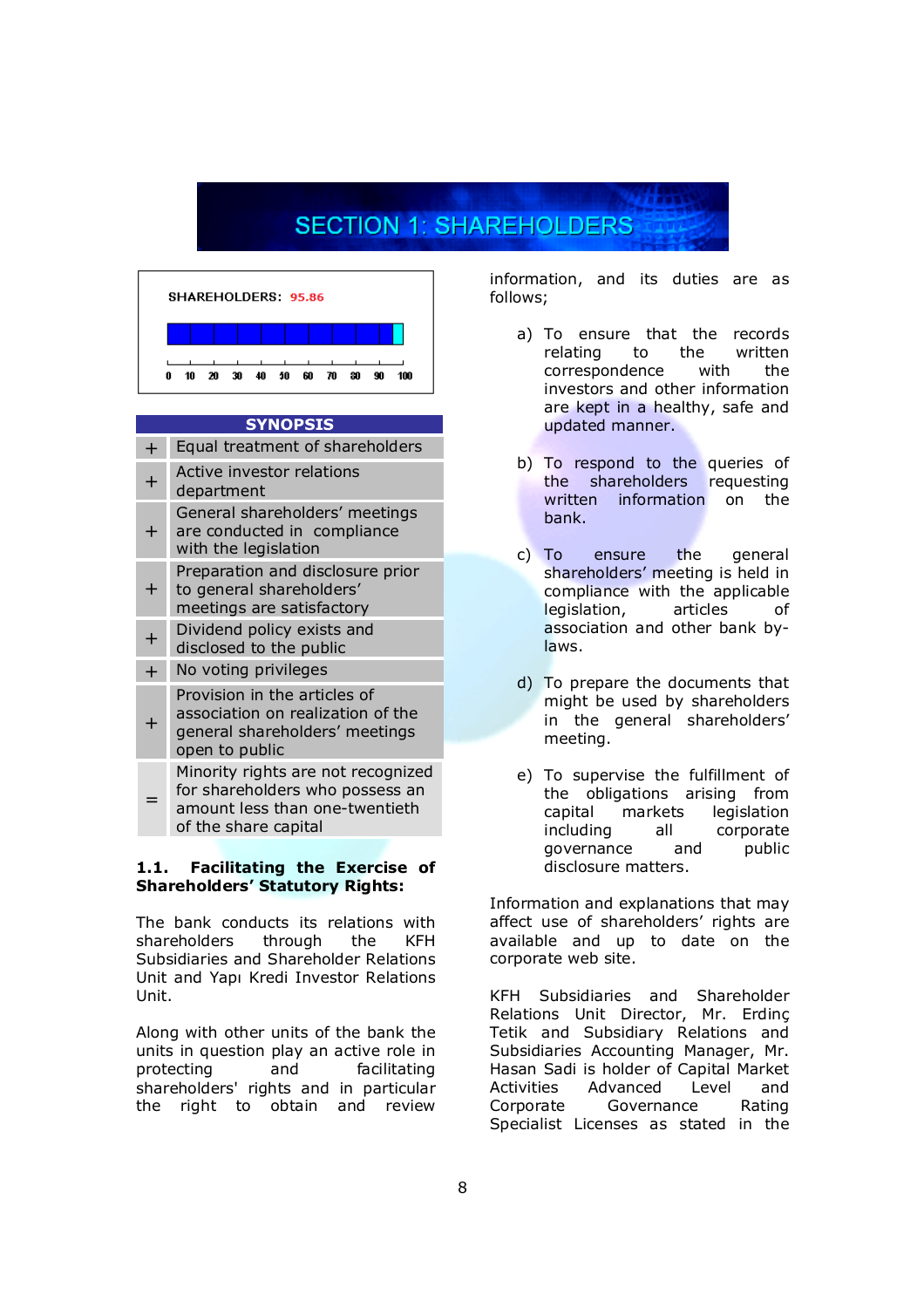# SECTION 1: SHAREHOLDERS

SHAREHOLDERS: 95.86

0 10 20 30 40 50 60 70 80 90 100

| SYNOPSIS | |
|---|---|
| + | Equal treatment of shareholders |
| + | Active investor relations department |
| + | General shareholders' meetings are conducted in compliance with the legislation |
| + | Preparation and disclosure prior to general shareholders' meetings are satisfactory |
| + | Dividend policy exists and disclosed to the public |
| + | No voting privileges |
| + | Provision in the articles of association on realization of the general shareholders' meetings open to public |
| = | Minority rights are not recognized for shareholders who possess an amount less than one-twentieth of the share capital |

**1.1. Facilitating the Exercise of Shareholders' Statutory Rights:**

The bank conducts its relations with shareholders through the KFH Subsidiaries and Shareholder Relations Unit and Yapı Kredi Investor Relations Unit.

Along with other units of the bank the units in question play an active role in protecting and facilitating shareholders' rights and in particular the right to obtain and review information, and its duties are as follows;

a) To ensure that the records relating to the written correspondence with the investors and other information are kept in a healthy, safe and updated manner.

b) To respond to the queries of the shareholders requesting written information on the bank.

c) To ensure the general shareholders' meeting is held in compliance with the applicable legislation, articles of association and other bank by-laws.

d) To prepare the documents that might be used by shareholders in the general shareholders' meeting.

e) To supervise the fulfillment of the obligations arising from capital markets legislation including all corporate governance and public disclosure matters.

Information and explanations that may affect use of shareholders' rights are available and up to date on the corporate web site.

KFH Subsidiaries and Shareholder Relations Unit Director, Mr. Erdinç Tetik and Subsidiary Relations and Subsidiaries Accounting Manager, Mr. Hasan Sadi is holder of Capital Market Activities Advanced Level and Corporate Governance Rating Specialist Licenses as stated in the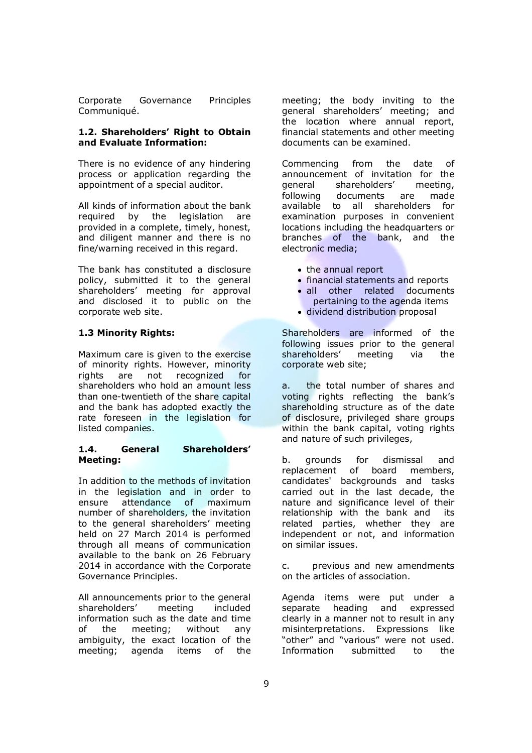Corporate Governance Principles Communiqué.

**1.2. Shareholders' Right to Obtain and Evaluate Information:**

There is no evidence of any hindering process or application regarding the appointment of a special auditor.

All kinds of information about the bank required by the legislation are provided in a complete, timely, honest, and diligent manner and there is no fine/warning received in this regard.

The bank has constituted a disclosure policy, submitted it to the general shareholders' meeting for approval and disclosed it to public on the corporate web site.

**1.3 Minority Rights:**

Maximum care is given to the exercise of minority rights. However, minority rights are not recognized for shareholders who hold an amount less than one-twentieth of the share capital and the bank has adopted exactly the rate foreseen in the legislation for listed companies.

**1.4. General Shareholders' Meeting:**

In addition to the methods of invitation in the legislation and in order to ensure attendance of maximum number of shareholders, the invitation to the general shareholders' meeting held on 27 March 2014 is performed through all means of communication available to the bank on 26 February 2014 in accordance with the Corporate Governance Principles.

All announcements prior to the general shareholders' meeting included information such as the date and time of the meeting; without any ambiguity, the exact location of the meeting; agenda items of the meeting; the body inviting to the general shareholders' meeting; and the location where annual report, financial statements and other meeting documents can be examined.

Commencing from the date of announcement of invitation for the general shareholders' meeting, following documents are made available to all shareholders for examination purposes in convenient locations including the headquarters or branches of the bank, and the electronic media;

- the annual report
- financial statements and reports
- all other related documents pertaining to the agenda items
- dividend distribution proposal

Shareholders are informed of the following issues prior to the general shareholders' meeting via the corporate web site;

a. the total number of shares and voting rights reflecting the bank's shareholding structure as of the date of disclosure, privileged share groups within the bank capital, voting rights and nature of such privileges,

b. grounds for dismissal and replacement of board members, candidates' backgrounds and tasks carried out in the last decade, the nature and significance level of their relationship with the bank and its related parties, whether they are independent or not, and information on similar issues.

c. previous and new amendments on the articles of association.

Agenda items were put under a separate heading and expressed clearly in a manner not to result in any misinterpretations. Expressions like "other" and "various" were not used. Information submitted to the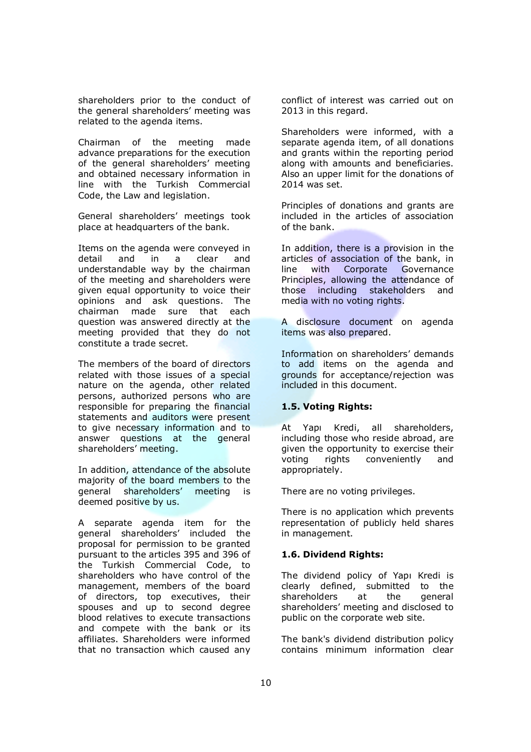shareholders prior to the conduct of the general shareholders' meeting was related to the agenda items.

Chairman of the meeting made advance preparations for the execution of the general shareholders' meeting and obtained necessary information in line with the Turkish Commercial Code, the Law and legislation.

General shareholders' meetings took place at headquarters of the bank.

Items on the agenda were conveyed in detail and in a clear and understandable way by the chairman of the meeting and shareholders were given equal opportunity to voice their opinions and ask questions. The chairman made sure that each question was answered directly at the meeting provided that they do not constitute a trade secret.

The members of the board of directors related with those issues of a special nature on the agenda, other related persons, authorized persons who are responsible for preparing the financial statements and auditors were present to give necessary information and to answer questions at the general shareholders' meeting.

In addition, attendance of the absolute majority of the board members to the general shareholders' meeting is deemed positive by us.

A separate agenda item for the general shareholders' included the proposal for permission to be granted pursuant to the articles 395 and 396 of the Turkish Commercial Code, to shareholders who have control of the management, members of the board of directors, top executives, their spouses and up to second degree blood relatives to execute transactions and compete with the bank or its affiliates. Shareholders were informed that no transaction which caused any conflict of interest was carried out on 2013 in this regard.

Shareholders were informed, with a separate agenda item, of all donations and grants within the reporting period along with amounts and beneficiaries. Also an upper limit for the donations of 2014 was set.

Principles of donations and grants are included in the articles of association of the bank.

In addition, there is a provision in the articles of association of the bank, in line with Corporate Governance Principles, allowing the attendance of those including stakeholders and media with no voting rights.

A disclosure document on agenda items was also prepared.

Information on shareholders' demands to add items on the agenda and grounds for acceptance/rejection was included in this document.

### 1.5. Voting Rights:

At Yapı Kredi, all shareholders, including those who reside abroad, are given the opportunity to exercise their voting rights conveniently and appropriately.

There are no voting privileges.

There is no application which prevents representation of publicly held shares in management.

### 1.6. Dividend Rights:

The dividend policy of Yapı Kredi is clearly defined, submitted to the shareholders at the general shareholders' meeting and disclosed to public on the corporate web site.

The bank's dividend distribution policy contains minimum information clear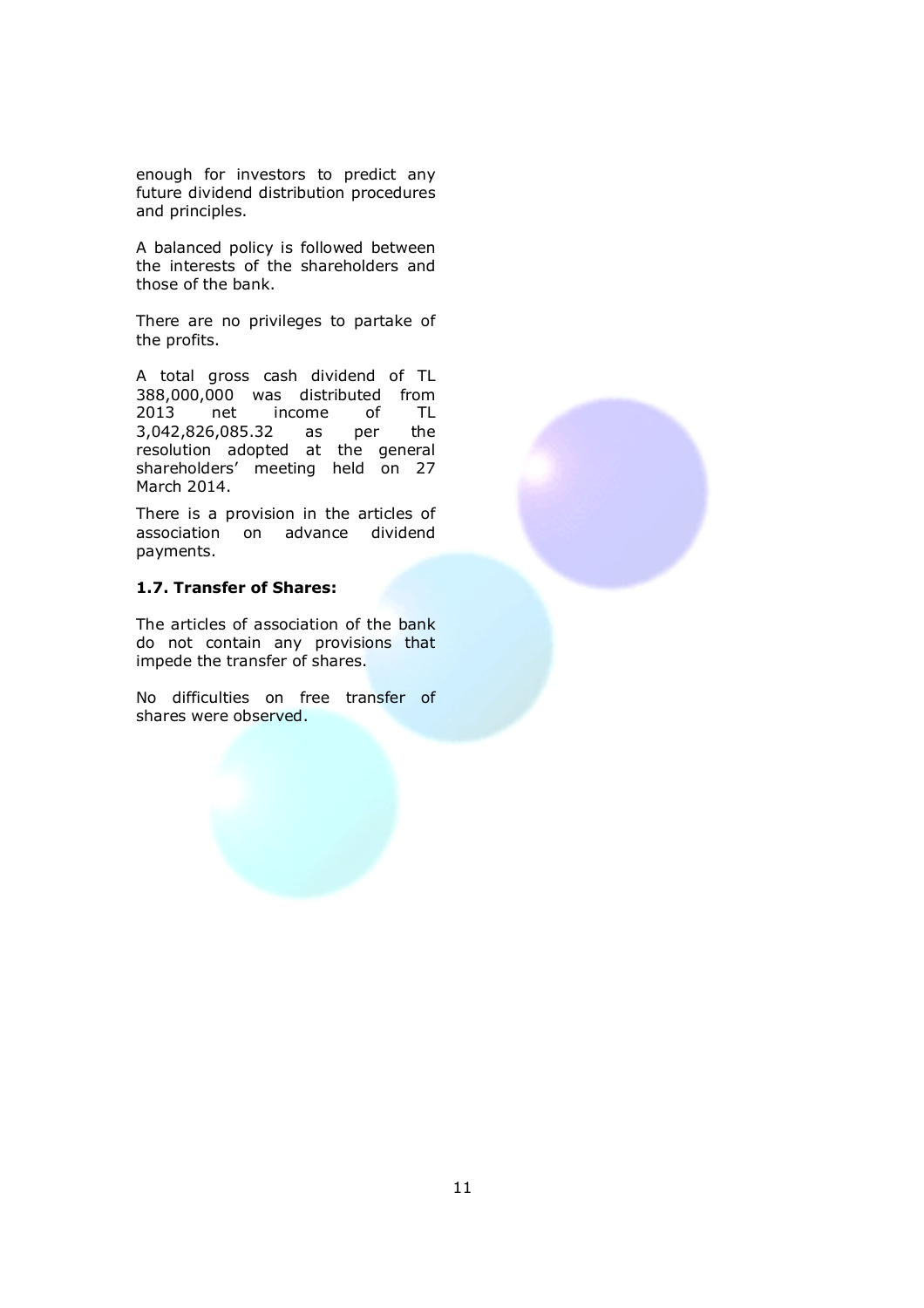enough for investors to predict any future dividend distribution procedures and principles.

A balanced policy is followed between the interests of the shareholders and those of the bank.

There are no privileges to partake of the profits.

A total gross cash dividend of TL 388,000,000 was distributed from 2013 net income of TL 3,042,826,085.32 as per the resolution adopted at the general shareholders' meeting held on 27 March 2014.

There is a provision in the articles of association on advance dividend payments.

**1.7. Transfer of Shares:**

The articles of association of the bank do not contain any provisions that impede the transfer of shares.

No difficulties on free transfer of shares were observed.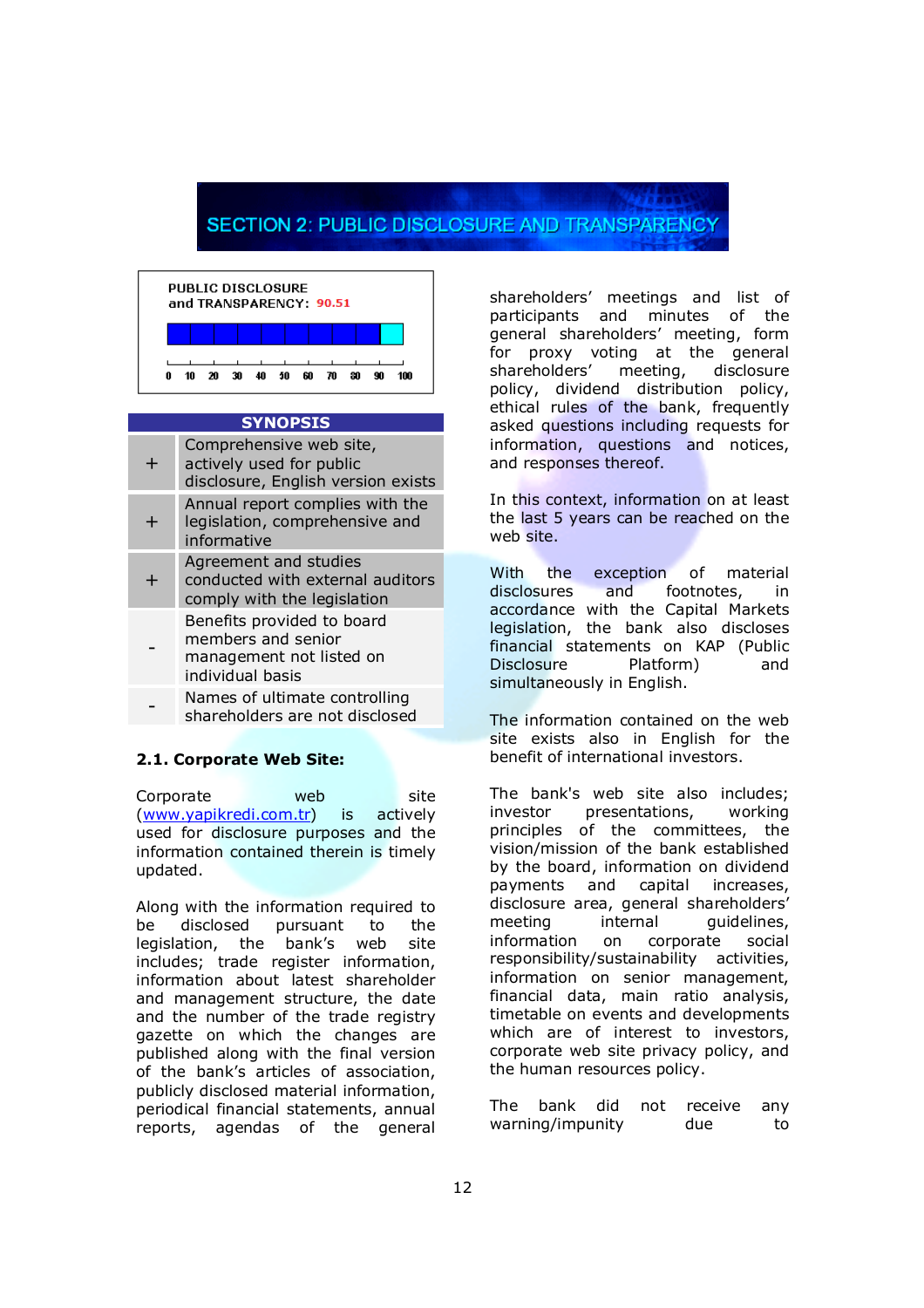# SECTION 2: PUBLIC DISCLOSURE AND TRANSPARENCY

PUBLIC DISCLOSURE and TRANSPARENCY: 90.51

| SYNOPSIS | |
|---|---|
| + | Comprehensive web site, actively used for public disclosure, English version exists |
| + | Annual report complies with the legislation, comprehensive and informative |
| + | Agreement and studies conducted with external auditors comply with the legislation |
| - | Benefits provided to board members and senior management not listed on individual basis |
| - | Names of ultimate controlling shareholders are not disclosed |

## 2.1. Corporate Web Site:

Corporate web site (www.yapikredi.com.tr) is actively used for disclosure purposes and the information contained therein is timely updated.

Along with the information required to be disclosed pursuant to the legislation, the bank's web site includes; trade register information, information about latest shareholder and management structure, the date and the number of the trade registry gazette on which the changes are published along with the final version of the bank's articles of association, publicly disclosed material information, periodical financial statements, annual reports, agendas of the general shareholders' meetings and list of participants and minutes of the general shareholders' meeting, form for proxy voting at the general shareholders' meeting, disclosure policy, dividend distribution policy, ethical rules of the bank, frequently asked questions including requests for information, questions and notices, and responses thereof.

In this context, information on at least the last 5 years can be reached on the web site.

With the exception of material disclosures and footnotes, in accordance with the Capital Markets legislation, the bank also discloses financial statements on KAP (Public Disclosure Platform) and simultaneously in English.

The information contained on the web site exists also in English for the benefit of international investors.

The bank's web site also includes; investor presentations, working principles of the committees, the vision/mission of the bank established by the board, information on dividend payments and capital increases, disclosure area, general shareholders' meeting internal guidelines, information on corporate social responsibility/sustainability activities, information on senior management, financial data, main ratio analysis, timetable on events and developments which are of interest to investors, corporate web site privacy policy, and the human resources policy.

The bank did not receive any warning/impunity due to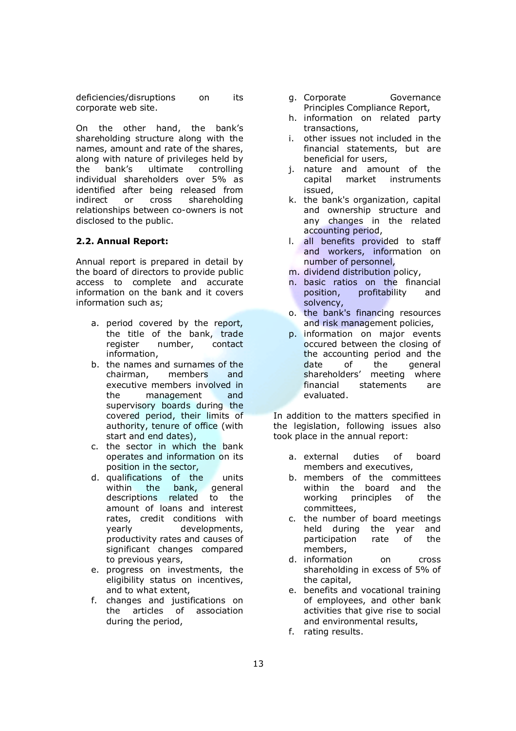deficiencies/disruptions on its corporate web site.

On the other hand, the bank's shareholding structure along with the names, amount and rate of the shares, along with nature of privileges held by the bank's ultimate controlling individual shareholders over 5% as identified after being released from indirect or cross shareholding relationships between co-owners is not disclosed to the public.

**2.2. Annual Report:**

Annual report is prepared in detail by the board of directors to provide public access to complete and accurate information on the bank and it covers information such as;

a. period covered by the report, the title of the bank, trade register number, contact information,
b. the names and surnames of the chairman, members and executive members involved in the management and supervisory boards during the covered period, their limits of authority, tenure of office (with start and end dates),
c. the sector in which the bank operates and information on its position in the sector,
d. qualifications of the units within the bank, general descriptions related to the amount of loans and interest rates, credit conditions with yearly developments, productivity rates and causes of significant changes compared to previous years,
e. progress on investments, the eligibility status on incentives, and to what extent,
f. changes and justifications on the articles of association during the period,
g. Corporate Governance Principles Compliance Report,
h. information on related party transactions,
i. other issues not included in the financial statements, but are beneficial for users,
j. nature and amount of the capital market instruments issued,
k. the bank's organization, capital and ownership structure and any changes in the related accounting period,
l. all benefits provided to staff and workers, information on number of personnel,
m. dividend distribution policy,
n. basic ratios on the financial position, profitability and solvency,
o. the bank's financing resources and risk management policies,
p. information on major events occured between the closing of the accounting period and the date of the general shareholders' meeting where financial statements are evaluated.

In addition to the matters specified in the legislation, following issues also took place in the annual report:

a. external duties of board members and executives,
b. members of the committees within the board and the working principles of the committees,
c. the number of board meetings held during the year and participation rate of the members,
d. information on cross shareholding in excess of 5% of the capital,
e. benefits and vocational training of employees, and other bank activities that give rise to social and environmental results,
f. rating results.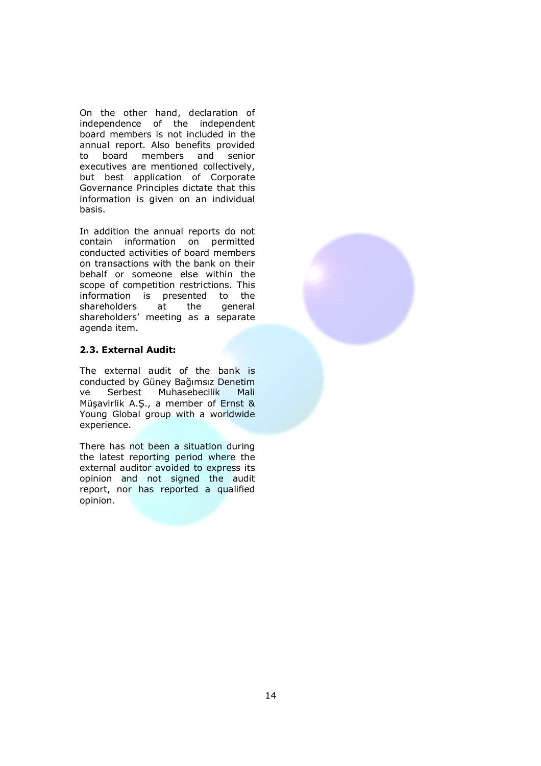On the other hand, declaration of independence of the independent board members is not included in the annual report. Also benefits provided to board members and senior executives are mentioned collectively, but best application of Corporate Governance Principles dictate that this information is given on an individual basis.

In addition the annual reports do not contain information on permitted conducted activities of board members on transactions with the bank on their behalf or someone else within the scope of competition restrictions. This information is presented to the shareholders at the general shareholders' meeting as a separate agenda item.

**2.3. External Audit:**

The external audit of the bank is conducted by Güney Bağımsız Denetim ve Serbest Muhasebecilik Mali Müşavirlik A.Ş., a member of Ernst & Young Global group with a worldwide experience.

There has not been a situation during the latest reporting period where the external auditor avoided to express its opinion and not signed the audit report, nor has reported a qualified opinion.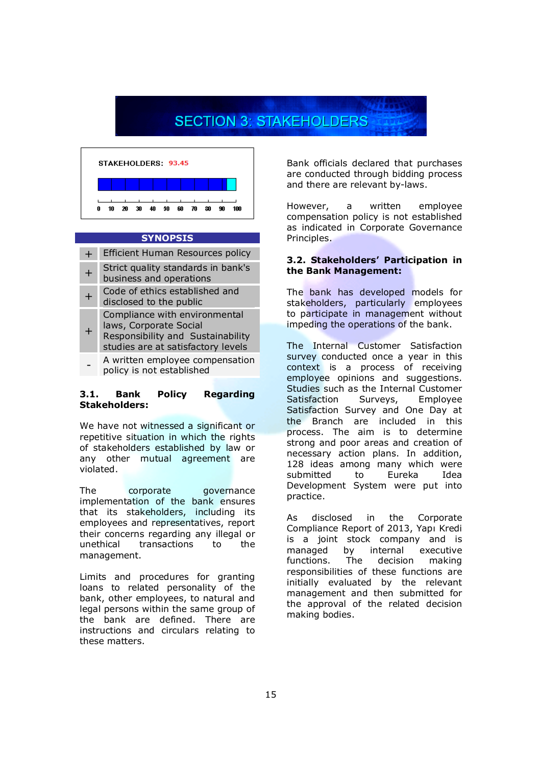# SECTION 3: STAKEHOLDERS

STAKEHOLDERS: 93.45

0 10 20 30 40 50 60 70 80 90 100

| SYNOPSIS | |
|---|---|
| + | Efficient Human Resources policy |
| + | Strict quality standards in bank's business and operations |
| + | Code of ethics established and disclosed to the public |
| + | Compliance with environmental laws, Corporate Social Responsibility and Sustainability studies are at satisfactory levels |
| - | A written employee compensation policy is not established |

### 3.1. Bank Policy Regarding Stakeholders:

We have not witnessed a significant or repetitive situation in which the rights of stakeholders established by law or any other mutual agreement are violated.

The corporate governance implementation of the bank ensures that its stakeholders, including its employees and representatives, report their concerns regarding any illegal or unethical transactions to the management.

Limits and procedures for granting loans to related personality of the bank, other employees, to natural and legal persons within the same group of the bank are defined. There are instructions and circulars relating to these matters.

Bank officials declared that purchases are conducted through bidding process and there are relevant by-laws.

However, a written employee compensation policy is not established as indicated in Corporate Governance Principles.

### 3.2. Stakeholders' Participation in the Bank Management:

The bank has developed models for stakeholders, particularly employees to participate in management without impeding the operations of the bank.

The Internal Customer Satisfaction survey conducted once a year in this context is a process of receiving employee opinions and suggestions. Studies such as the Internal Customer Satisfaction Surveys, Employee Satisfaction Survey and One Day at the Branch are included in this process. The aim is to determine strong and poor areas and creation of necessary action plans. In addition, 128 ideas among many which were submitted to Eureka Idea Development System were put into practice.

As disclosed in the Corporate Compliance Report of 2013, Yapı Kredi is a joint stock company and is managed by internal executive functions. The decision making responsibilities of these functions are initially evaluated by the relevant management and then submitted for the approval of the related decision making bodies.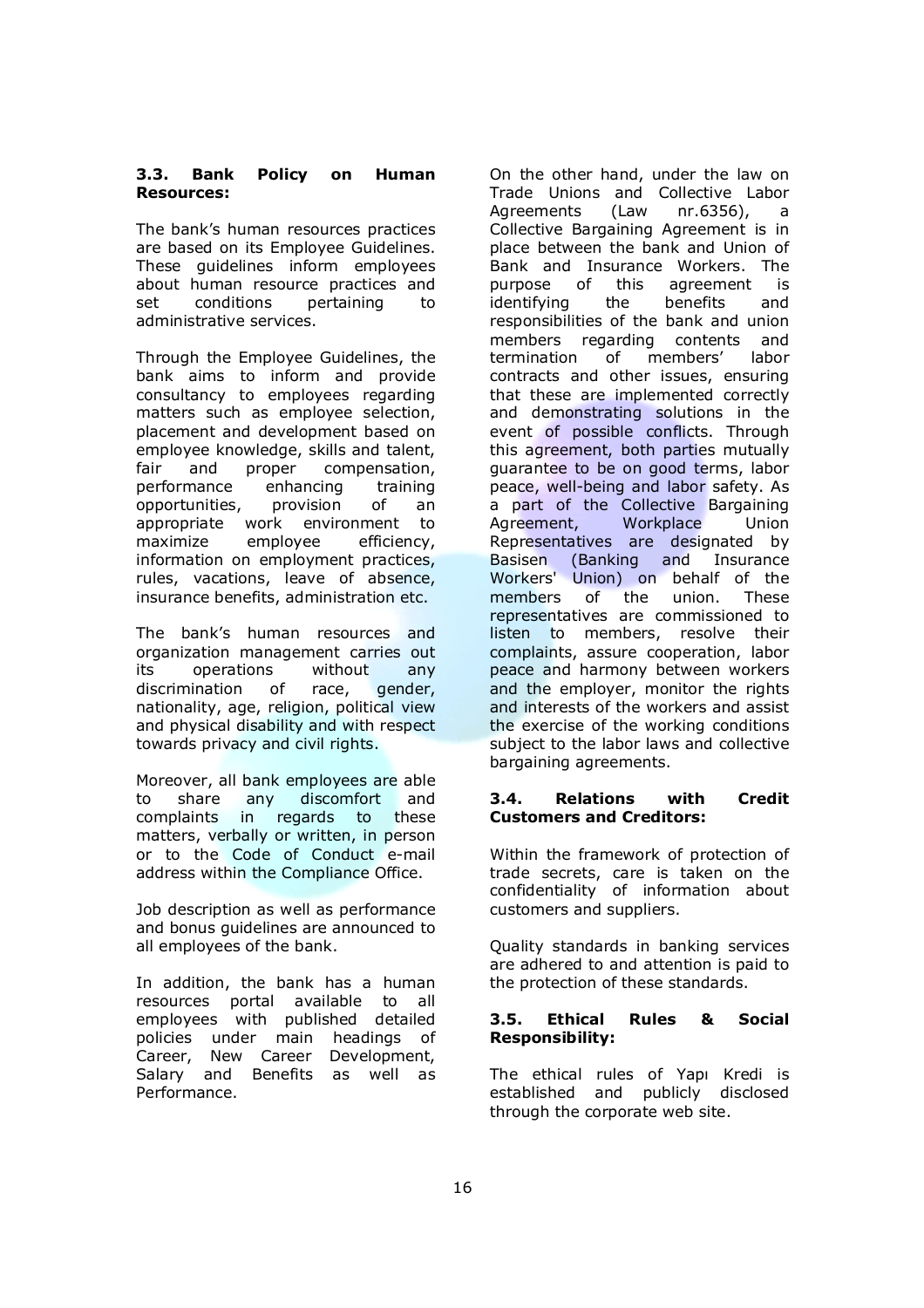### 3.3. Bank Policy on Human Resources:

The bank's human resources practices are based on its Employee Guidelines. These guidelines inform employees about human resource practices and set conditions pertaining to administrative services.

Through the Employee Guidelines, the bank aims to inform and provide consultancy to employees regarding matters such as employee selection, placement and development based on employee knowledge, skills and talent, fair and proper compensation, performance enhancing training opportunities, provision of an appropriate work environment to maximize employee efficiency, information on employment practices, rules, vacations, leave of absence, insurance benefits, administration etc.

The bank's human resources and organization management carries out its operations without any discrimination of race, gender, nationality, age, religion, political view and physical disability and with respect towards privacy and civil rights.

Moreover, all bank employees are able to share any discomfort and complaints in regards to these matters, verbally or written, in person or to the Code of Conduct e-mail address within the Compliance Office.

Job description as well as performance and bonus guidelines are announced to all employees of the bank.

In addition, the bank has a human resources portal available to all employees with published detailed policies under main headings of Career, New Career Development, Salary and Benefits as well as Performance.

On the other hand, under the law on Trade Unions and Collective Labor Agreements (Law nr.6356), a Collective Bargaining Agreement is in place between the bank and Union of Bank and Insurance Workers. The purpose of this agreement is identifying the benefits and responsibilities of the bank and union members regarding contents and termination of members' labor contracts and other issues, ensuring that these are implemented correctly and demonstrating solutions in the event of possible conflicts. Through this agreement, both parties mutually guarantee to be on good terms, labor peace, well-being and labor safety. As a part of the Collective Bargaining Agreement, Workplace Union Representatives are designated by Basisen (Banking and Insurance Workers' Union) on behalf of the members of the union. These representatives are commissioned to listen to members, resolve their complaints, assure cooperation, labor peace and harmony between workers and the employer, monitor the rights and interests of the workers and assist the exercise of the working conditions subject to the labor laws and collective bargaining agreements.

### 3.4. Relations with Credit Customers and Creditors:

Within the framework of protection of trade secrets, care is taken on the confidentiality of information about customers and suppliers.

Quality standards in banking services are adhered to and attention is paid to the protection of these standards.

### 3.5. Ethical Rules & Social Responsibility:

The ethical rules of Yapı Kredi is established and publicly disclosed through the corporate web site.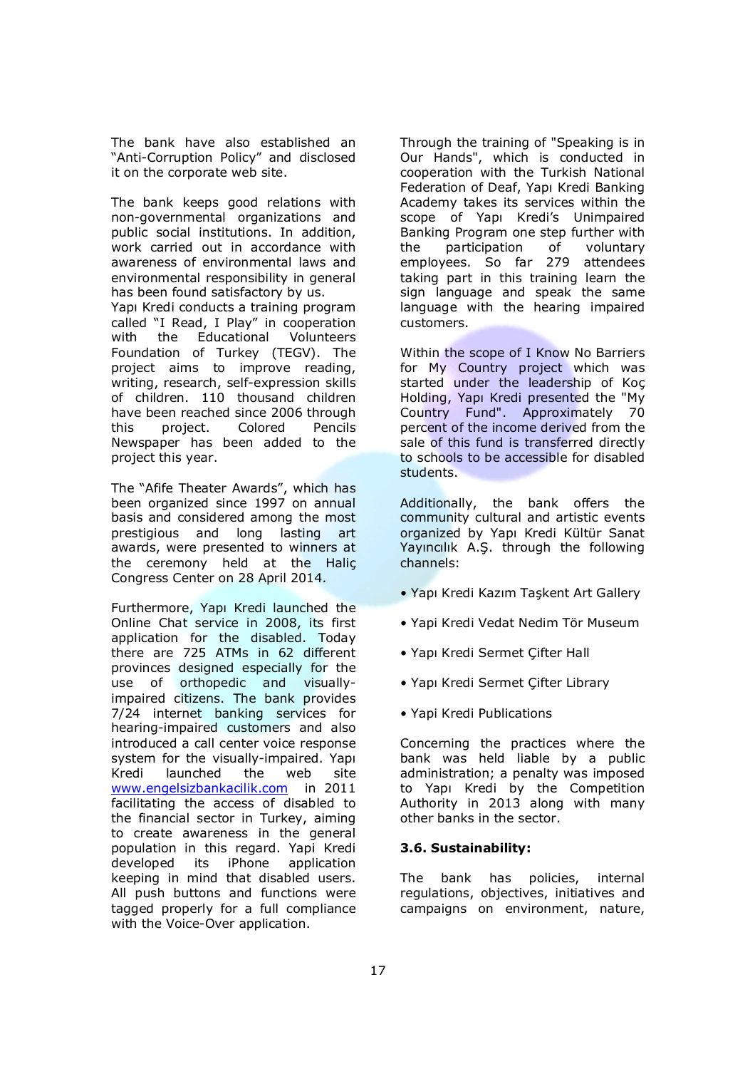The bank have also established an "Anti-Corruption Policy" and disclosed it on the corporate web site.

The bank keeps good relations with non-governmental organizations and public social institutions. In addition, work carried out in accordance with awareness of environmental laws and environmental responsibility in general has been found satisfactory by us.
Yapı Kredi conducts a training program called "I Read, I Play" in cooperation with the Educational Volunteers Foundation of Turkey (TEGV). The project aims to improve reading, writing, research, self-expression skills of children. 110 thousand children have been reached since 2006 through this project. Colored Pencils Newspaper has been added to the project this year.

The "Afife Theater Awards", which has been organized since 1997 on annual basis and considered among the most prestigious and long lasting art awards, were presented to winners at the ceremony held at the Haliç Congress Center on 28 April 2014.

Furthermore, Yapı Kredi launched the Online Chat service in 2008, its first application for the disabled. Today there are 725 ATMs in 62 different provinces designed especially for the use of orthopedic and visually-impaired citizens. The bank provides 7/24 internet banking services for hearing-impaired customers and also introduced a call center voice response system for the visually-impaired. Yapı Kredi launched the web site www.engelsizbankacilik.com in 2011 facilitating the access of disabled to the financial sector in Turkey, aiming to create awareness in the general population in this regard. Yapi Kredi developed its iPhone application keeping in mind that disabled users. All push buttons and functions were tagged properly for a full compliance with the Voice-Over application.

Through the training of "Speaking is in Our Hands", which is conducted in cooperation with the Turkish National Federation of Deaf, Yapı Kredi Banking Academy takes its services within the scope of Yapı Kredi's Unimpaired Banking Program one step further with the participation of voluntary employees. So far 279 attendees taking part in this training learn the sign language and speak the same language with the hearing impaired customers.

Within the scope of I Know No Barriers for My Country project which was started under the leadership of Koç Holding, Yapı Kredi presented the "My Country Fund". Approximately 70 percent of the income derived from the sale of this fund is transferred directly to schools to be accessible for disabled students.

Additionally, the bank offers the community cultural and artistic events organized by Yapı Kredi Kültür Sanat Yayıncılık A.Ş. through the following channels:

- Yapı Kredi Kazım Taşkent Art Gallery
- Yapi Kredi Vedat Nedim Tör Museum
- Yapı Kredi Sermet Çifter Hall
- Yapı Kredi Sermet Çifter Library
- Yapi Kredi Publications

Concerning the practices where the bank was held liable by a public administration; a penalty was imposed to Yapı Kredi by the Competition Authority in 2013 along with many other banks in the sector.

### 3.6. Sustainability:

The bank has policies, internal regulations, objectives, initiatives and campaigns on environment, nature,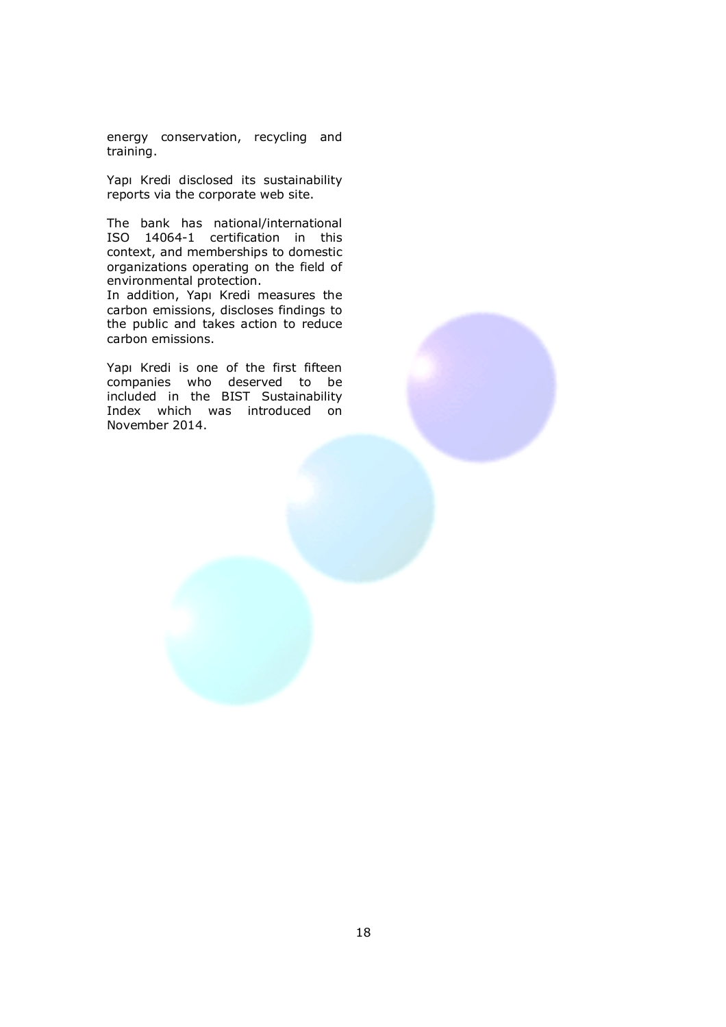energy conservation, recycling and training.

Yapı Kredi disclosed its sustainability reports via the corporate web site.

The bank has national/international ISO 14064-1 certification in this context, and memberships to domestic organizations operating on the field of environmental protection.
In addition, Yapı Kredi measures the carbon emissions, discloses findings to the public and takes action to reduce carbon emissions.

Yapı Kredi is one of the first fifteen companies who deserved to be included in the BIST Sustainability Index which was introduced on November 2014.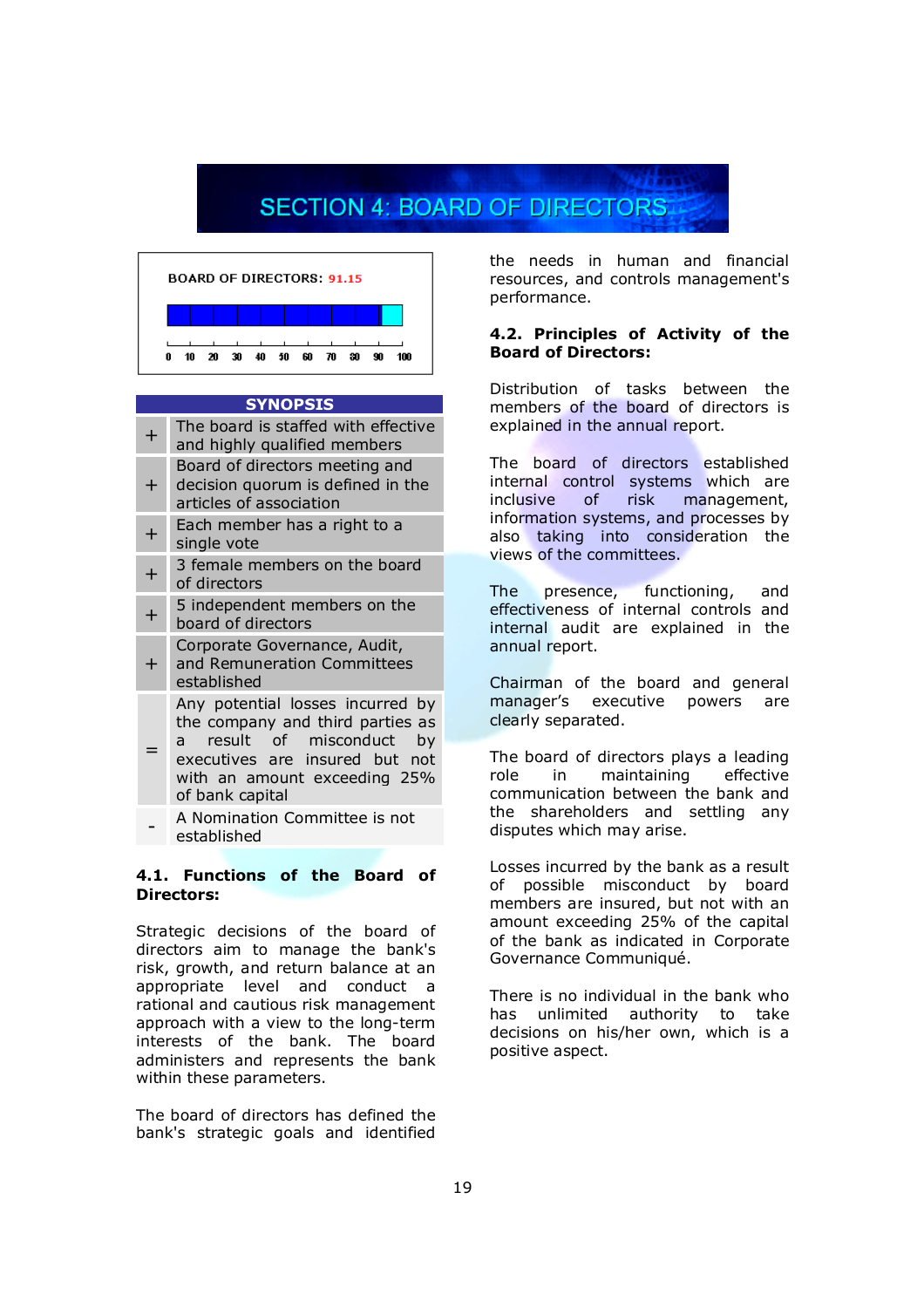# SECTION 4: BOARD OF DIRECTORS

BOARD OF DIRECTORS: **91.15**

| SYNOPSIS | |
|---|---|
| + | The board is staffed with effective and highly qualified members |
| + | Board of directors meeting and decision quorum is defined in the articles of association |
| + | Each member has a right to a single vote |
| + | 3 female members on the board of directors |
| + | 5 independent members on the board of directors |
| + | Corporate Governance, Audit, and Remuneration Committees established |
| = | Any potential losses incurred by the company and third parties as a result of misconduct by executives are insured but not with an amount exceeding 25% of bank capital |
| - | A Nomination Committee is not established |

### 4.1. Functions of the Board of Directors:

Strategic decisions of the board of directors aim to manage the bank's risk, growth, and return balance at an appropriate level and conduct a rational and cautious risk management approach with a view to the long-term interests of the bank. The board administers and represents the bank within these parameters.

The board of directors has defined the bank's strategic goals and identified the needs in human and financial resources, and controls management's performance.

### 4.2. Principles of Activity of the Board of Directors:

Distribution of tasks between the members of the board of directors is explained in the annual report.

The board of directors established internal control systems which are inclusive of risk management, information systems, and processes by also taking into consideration the views of the committees.

The presence, functioning, and effectiveness of internal controls and internal audit are explained in the annual report.

Chairman of the board and general manager's executive powers are clearly separated.

The board of directors plays a leading role in maintaining effective communication between the bank and the shareholders and settling any disputes which may arise.

Losses incurred by the bank as a result of possible misconduct by board members are insured, but not with an amount exceeding 25% of the capital of the bank as indicated in Corporate Governance Communiqué.

There is no individual in the bank who has unlimited authority to take decisions on his/her own, which is a positive aspect.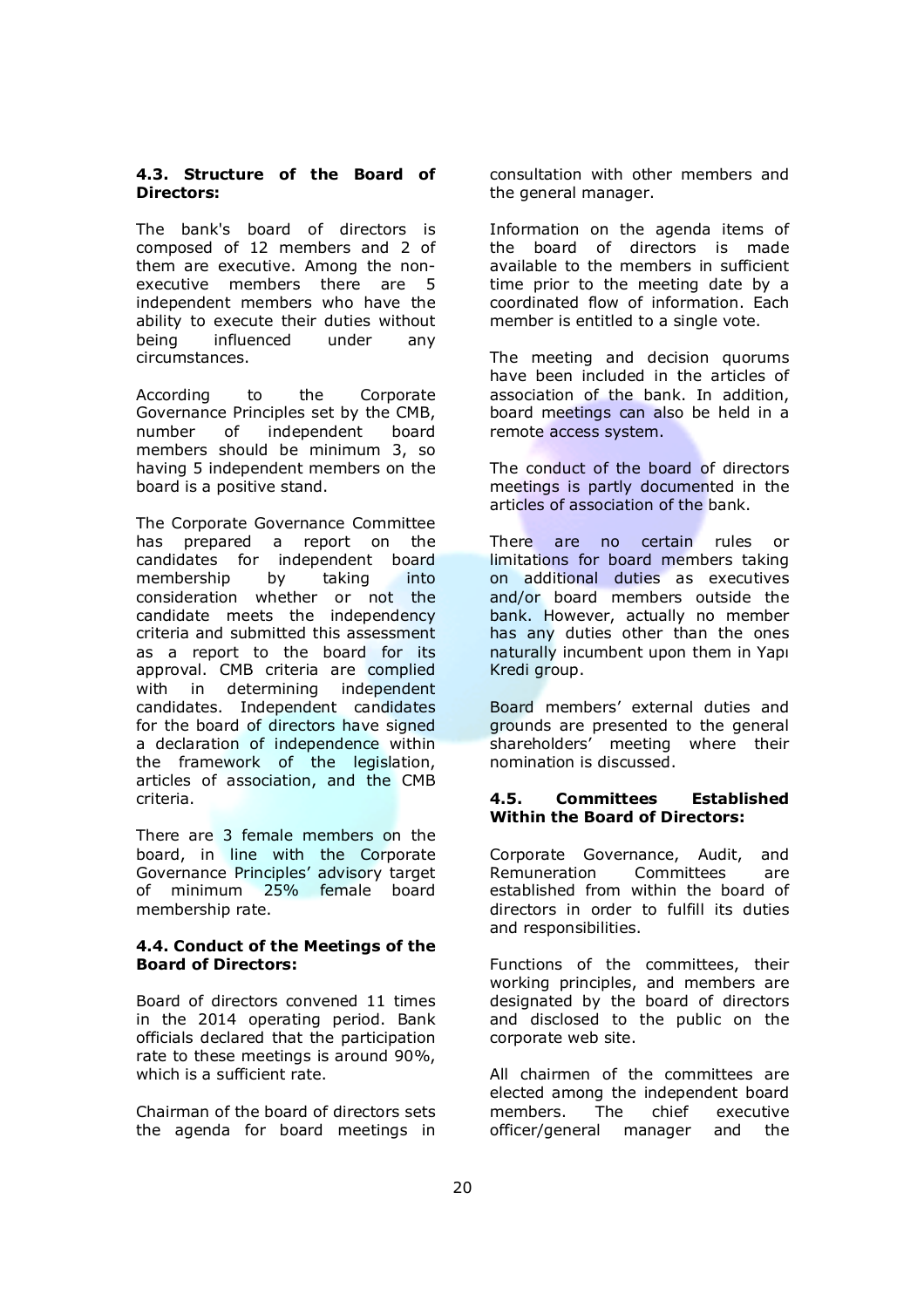### 4.3. Structure of the Board of Directors:

The bank's board of directors is composed of 12 members and 2 of them are executive. Among the non-executive members there are 5 independent members who have the ability to execute their duties without being influenced under any circumstances.

According to the Corporate Governance Principles set by the CMB, number of independent board members should be minimum 3, so having 5 independent members on the board is a positive stand.

The Corporate Governance Committee has prepared a report on the candidates for independent board membership by taking into consideration whether or not the candidate meets the independency criteria and submitted this assessment as a report to the board for its approval. CMB criteria are complied with in determining independent candidates. Independent candidates for the board of directors have signed a declaration of independence within the framework of the legislation, articles of association, and the CMB criteria.

There are 3 female members on the board, in line with the Corporate Governance Principles' advisory target of minimum 25% female board membership rate.

### 4.4. Conduct of the Meetings of the Board of Directors:

Board of directors convened 11 times in the 2014 operating period. Bank officials declared that the participation rate to these meetings is around 90%, which is a sufficient rate.

Chairman of the board of directors sets the agenda for board meetings in consultation with other members and the general manager.

Information on the agenda items of the board of directors is made available to the members in sufficient time prior to the meeting date by a coordinated flow of information. Each member is entitled to a single vote.

The meeting and decision quorums have been included in the articles of association of the bank. In addition, board meetings can also be held in a remote access system.

The conduct of the board of directors meetings is partly documented in the articles of association of the bank.

There are no certain rules or limitations for board members taking on additional duties as executives and/or board members outside the bank. However, actually no member has any duties other than the ones naturally incumbent upon them in Yapı Kredi group.

Board members' external duties and grounds are presented to the general shareholders' meeting where their nomination is discussed.

### 4.5. Committees Established Within the Board of Directors:

Corporate Governance, Audit, and Remuneration Committees are established from within the board of directors in order to fulfill its duties and responsibilities.

Functions of the committees, their working principles, and members are designated by the board of directors and disclosed to the public on the corporate web site.

All chairmen of the committees are elected among the independent board members. The chief executive officer/general manager and the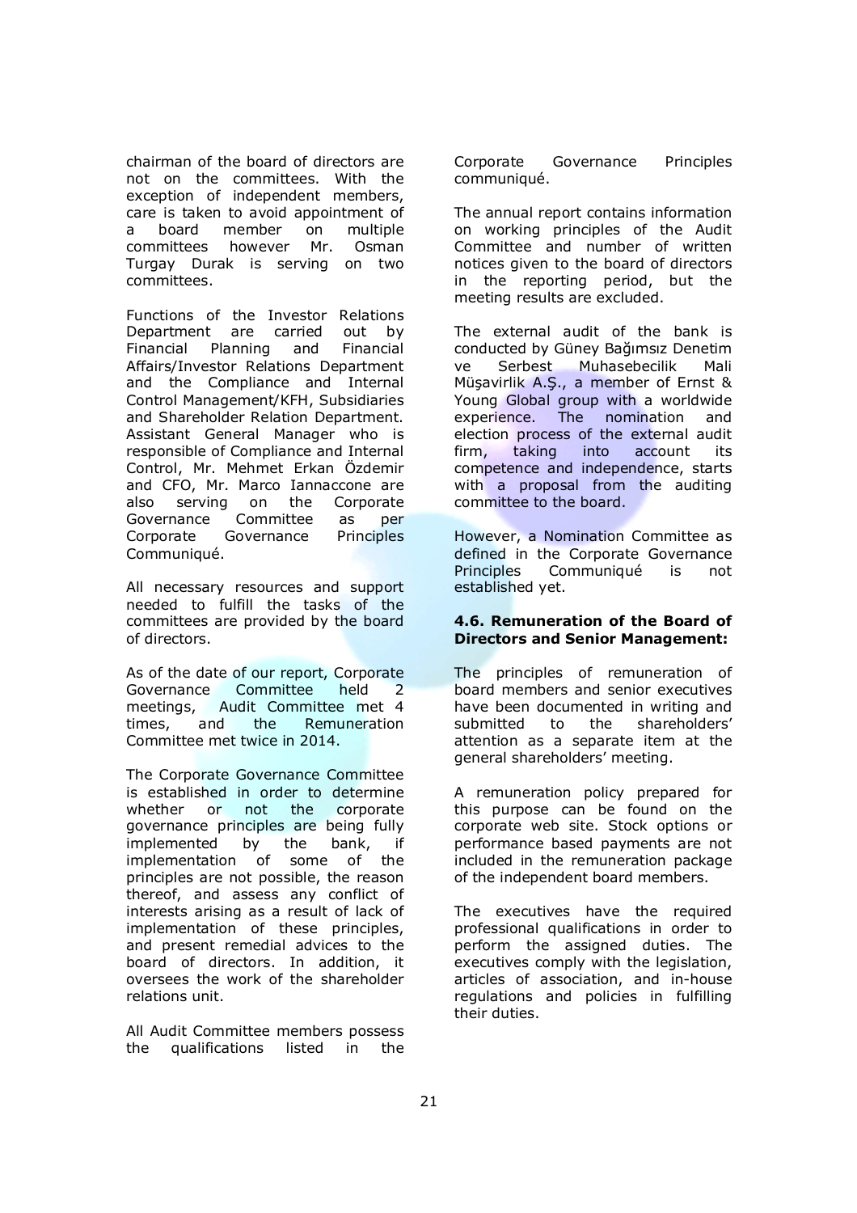chairman of the board of directors are not on the committees. With the exception of independent members, care is taken to avoid appointment of a board member on multiple committees however Mr. Osman Turgay Durak is serving on two committees.

Functions of the Investor Relations Department are carried out by Financial Planning and Financial Affairs/Investor Relations Department and the Compliance and Internal Control Management/KFH, Subsidiaries and Shareholder Relation Department. Assistant General Manager who is responsible of Compliance and Internal Control, Mr. Mehmet Erkan Özdemir and CFO, Mr. Marco Iannaccone are also serving on the Corporate Governance Committee as per Corporate Governance Principles Communiqué.

All necessary resources and support needed to fulfill the tasks of the committees are provided by the board of directors.

As of the date of our report, Corporate Governance Committee held 2 meetings, Audit Committee met 4 times, and the Remuneration Committee met twice in 2014.

The Corporate Governance Committee is established in order to determine whether or not the corporate governance principles are being fully implemented by the bank, if implementation of some of the principles are not possible, the reason thereof, and assess any conflict of interests arising as a result of lack of implementation of these principles, and present remedial advices to the board of directors. In addition, it oversees the work of the shareholder relations unit.

All Audit Committee members possess the qualifications listed in the Corporate Governance Principles communiqué.

The annual report contains information on working principles of the Audit Committee and number of written notices given to the board of directors in the reporting period, but the meeting results are excluded.

The external audit of the bank is conducted by Güney Bağımsız Denetim ve Serbest Muhasebecilik Mali Müşavirlik A.Ş., a member of Ernst & Young Global group with a worldwide experience. The nomination and election process of the external audit firm, taking into account its competence and independence, starts with a proposal from the auditing committee to the board.

However, a Nomination Committee as defined in the Corporate Governance Principles Communiqué is not established yet.

**4.6. Remuneration of the Board of Directors and Senior Management:**

The principles of remuneration of board members and senior executives have been documented in writing and submitted to the shareholders' attention as a separate item at the general shareholders' meeting.

A remuneration policy prepared for this purpose can be found on the corporate web site. Stock options or performance based payments are not included in the remuneration package of the independent board members.

The executives have the required professional qualifications in order to perform the assigned duties. The executives comply with the legislation, articles of association, and in-house regulations and policies in fulfilling their duties.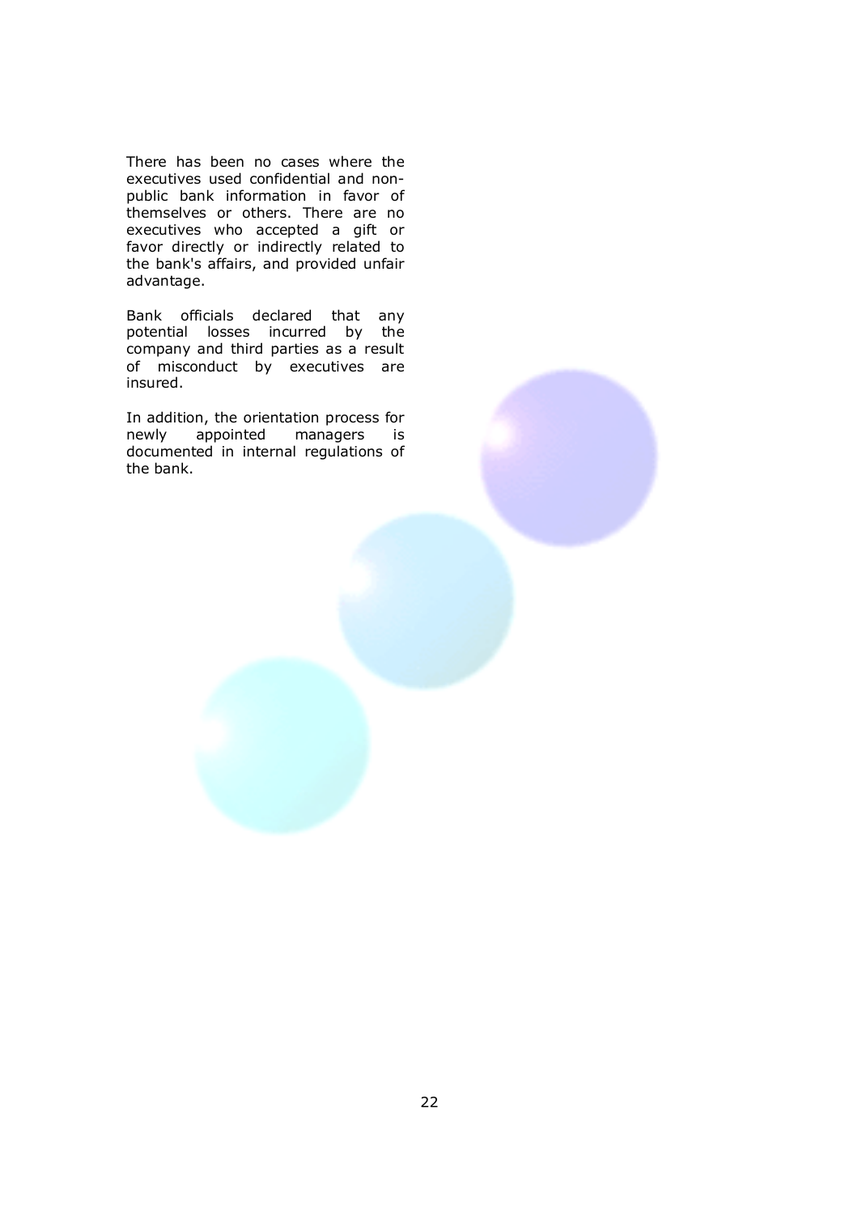There has been no cases where the executives used confidential and non-public bank information in favor of themselves or others. There are no executives who accepted a gift or favor directly or indirectly related to the bank's affairs, and provided unfair advantage.

Bank officials declared that any potential losses incurred by the company and third parties as a result of misconduct by executives are insured.

In addition, the orientation process for newly appointed managers is documented in internal regulations of the bank.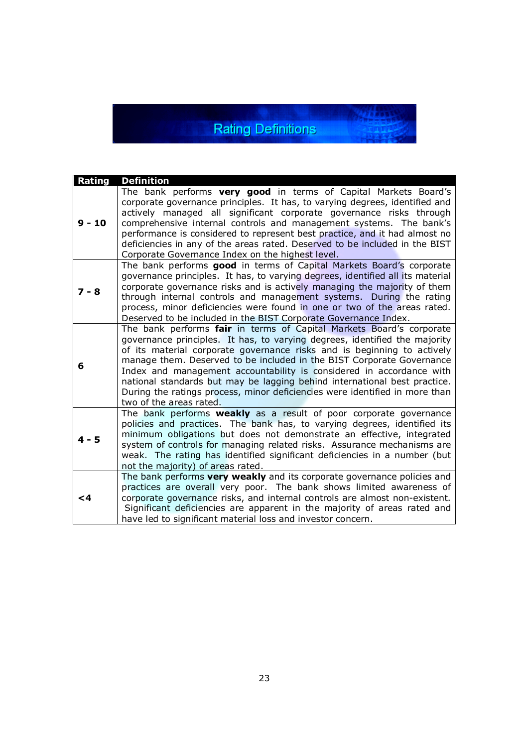# Rating Definitions

| Rating | Definition |
|---|---|
| **9 - 10** | The bank performs **very good** in terms of Capital Markets Board's corporate governance principles. It has, to varying degrees, identified and actively managed all significant corporate governance risks through comprehensive internal controls and management systems. The bank's performance is considered to represent best practice, and it had almost no deficiencies in any of the areas rated. Deserved to be included in the BIST Corporate Governance Index on the highest level. |
| **7 - 8** | The bank performs **good** in terms of Capital Markets Board's corporate governance principles. It has, to varying degrees, identified all its material corporate governance risks and is actively managing the majority of them through internal controls and management systems. During the rating process, minor deficiencies were found in one or two of the areas rated. Deserved to be included in the BIST Corporate Governance Index. |
| **6** | The bank performs **fair** in terms of Capital Markets Board's corporate governance principles. It has, to varying degrees, identified the majority of its material corporate governance risks and is beginning to actively manage them. Deserved to be included in the BIST Corporate Governance Index and management accountability is considered in accordance with national standards but may be lagging behind international best practice. During the ratings process, minor deficiencies were identified in more than two of the areas rated. |
| **4 - 5** | The bank performs **weakly** as a result of poor corporate governance policies and practices. The bank has, to varying degrees, identified its minimum obligations but does not demonstrate an effective, integrated system of controls for managing related risks. Assurance mechanisms are weak. The rating has identified significant deficiencies in a number (but not the majority) of areas rated. |
| **<4** | The bank performs **very weakly** and its corporate governance policies and practices are overall very poor. The bank shows limited awareness of corporate governance risks, and internal controls are almost non-existent. Significant deficiencies are apparent in the majority of areas rated and have led to significant material loss and investor concern. |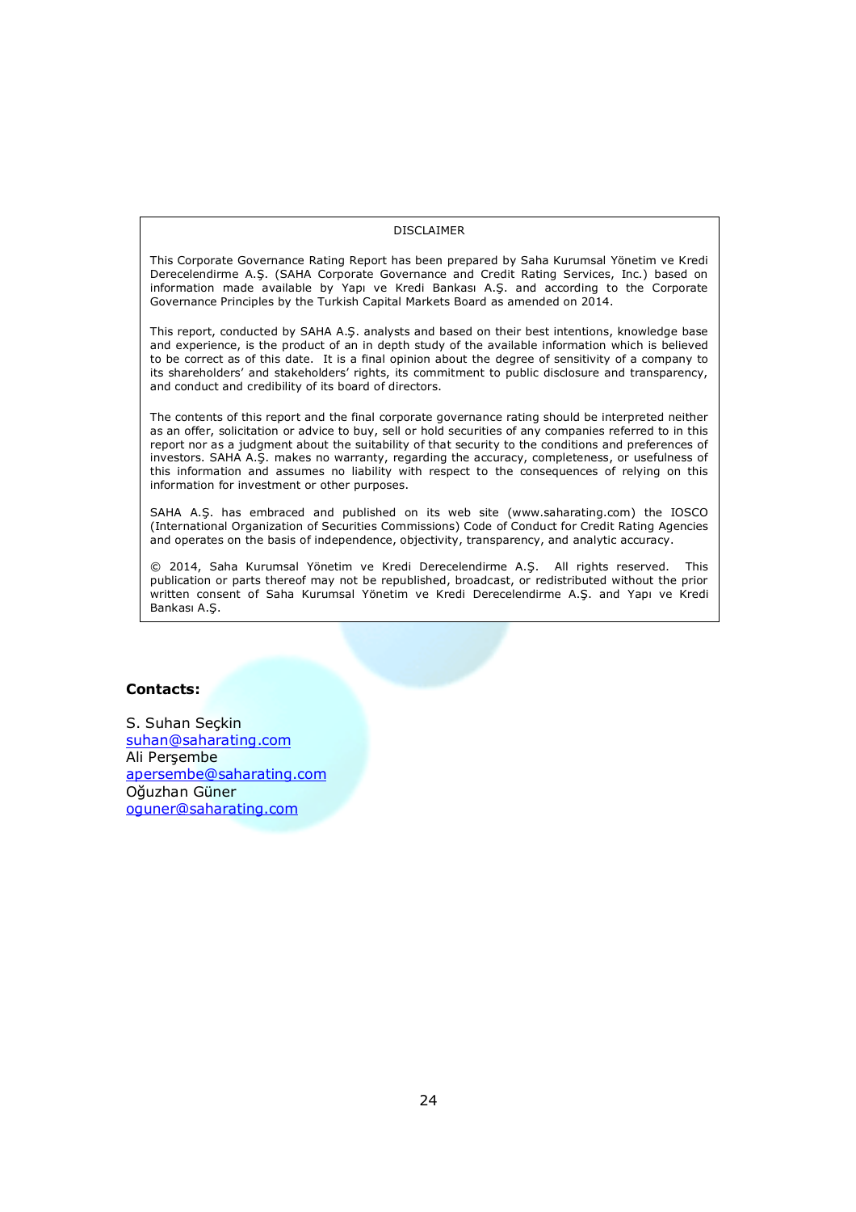DISCLAIMER

This Corporate Governance Rating Report has been prepared by Saha Kurumsal Yönetim ve Kredi Derecelendirme A.Ş. (SAHA Corporate Governance and Credit Rating Services, Inc.) based on information made available by Yapı ve Kredi Bankası A.Ş. and according to the Corporate Governance Principles by the Turkish Capital Markets Board as amended on 2014.

This report, conducted by SAHA A.Ş. analysts and based on their best intentions, knowledge base and experience, is the product of an in depth study of the available information which is believed to be correct as of this date. It is a final opinion about the degree of sensitivity of a company to its shareholders' and stakeholders' rights, its commitment to public disclosure and transparency, and conduct and credibility of its board of directors.

The contents of this report and the final corporate governance rating should be interpreted neither as an offer, solicitation or advice to buy, sell or hold securities of any companies referred to in this report nor as a judgment about the suitability of that security to the conditions and preferences of investors. SAHA A.Ş. makes no warranty, regarding the accuracy, completeness, or usefulness of this information and assumes no liability with respect to the consequences of relying on this information for investment or other purposes.

SAHA A.Ş. has embraced and published on its web site (www.saharating.com) the IOSCO (International Organization of Securities Commissions) Code of Conduct for Credit Rating Agencies and operates on the basis of independence, objectivity, transparency, and analytic accuracy.

© 2014, Saha Kurumsal Yönetim ve Kredi Derecelendirme A.Ş. All rights reserved. This publication or parts thereof may not be republished, broadcast, or redistributed without the prior written consent of Saha Kurumsal Yönetim ve Kredi Derecelendirme A.Ş. and Yapı ve Kredi Bankası A.Ş.

**Contacts:**

S. Suhan Seçkin
suhan@saharating.com
Ali Perşembe
apersembe@saharating.com
Oğuzhan Güner
oguner@saharating.com